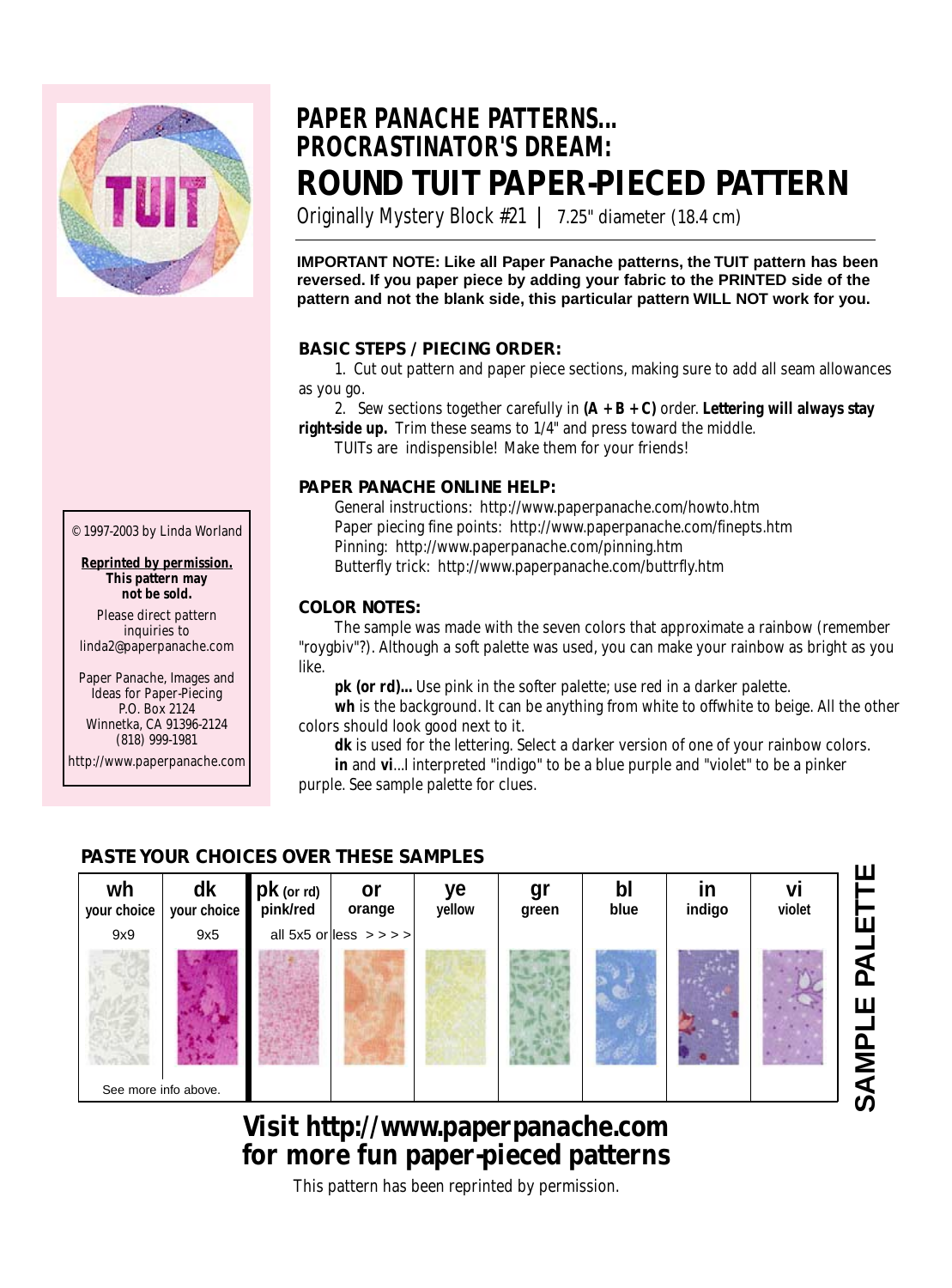# PAPER PANACHE PATTERNS...
# PROCRASTINATOR'S DREAM:
# ROUND TUIT PAPER-PIECED PATTERN

Originally Mystery Block #21 | 7.25" diameter (18.4 cm)

**IMPORTANT NOTE: Like all Paper Panache patterns, the TUIT pattern has been reversed. If you paper piece by adding your fabric to the PRINTED side of the pattern and not the blank side, this particular pattern WILL NOT work for you.**

## BASIC STEPS / PIECING ORDER:

1. Cut out pattern and paper piece sections, making sure to add all seam allowances as you go.
2. Sew sections together carefully in **(A + B + C)** order. **Lettering will always stay right-side up.** Trim these seams to 1/4" and press toward the middle.

TUITs are indispensible! Make them for your friends!

## PAPER PANACHE ONLINE HELP:

General instructions: http://www.paperpanache.com/howto.htm
Paper piecing fine points: http://www.paperpanache.com/finepts.htm
Pinning: http://www.paperpanache.com/pinning.htm
Butterfly trick: http://www.paperpanache.com/buttrfly.htm

## COLOR NOTES:

The sample was made with the seven colors that approximate a rainbow (remember "roygbiv"?). Although a soft palette was used, you can make your rainbow as bright as you like.

**pk (or rd)...** Use pink in the softer palette; use red in a darker palette.

**wh** is the background. It can be anything from white to offwhite to beige. All the other colors should look good next to it.

**dk** is used for the lettering. Select a darker version of one of your rainbow colors.

**in** and **vi**...I interpreted "indigo" to be a blue purple and "violet" to be a pinker purple. See sample palette for clues.

© 1997-2003 by Linda Worland

**Reprinted by permission. This pattern may not be sold.**

Please direct pattern inquiries to linda2@paperpanache.com

Paper Panache, Images and Ideas for Paper-Piecing
P.O. Box 2124
Winnetka, CA 91396-2124
(818) 999-1981
http://www.paperpanache.com

## PASTE YOUR CHOICES OVER THESE SAMPLES

| wh your choice | dk your choice | pk (or rd) pink/red | or orange | ye yellow | gr green | bl blue | in indigo | vi violet |
|---|---|---|---|---|---|---|---|---|
| 9x9 | 9x5 | all 5x5 or less > > > > | | | | | | |
| See more info above. | | | | | | | | |

SAMPLE PALETTE

**Visit http://www.paperpanache.com for more fun paper-pieced patterns**

This pattern has been reprinted by permission.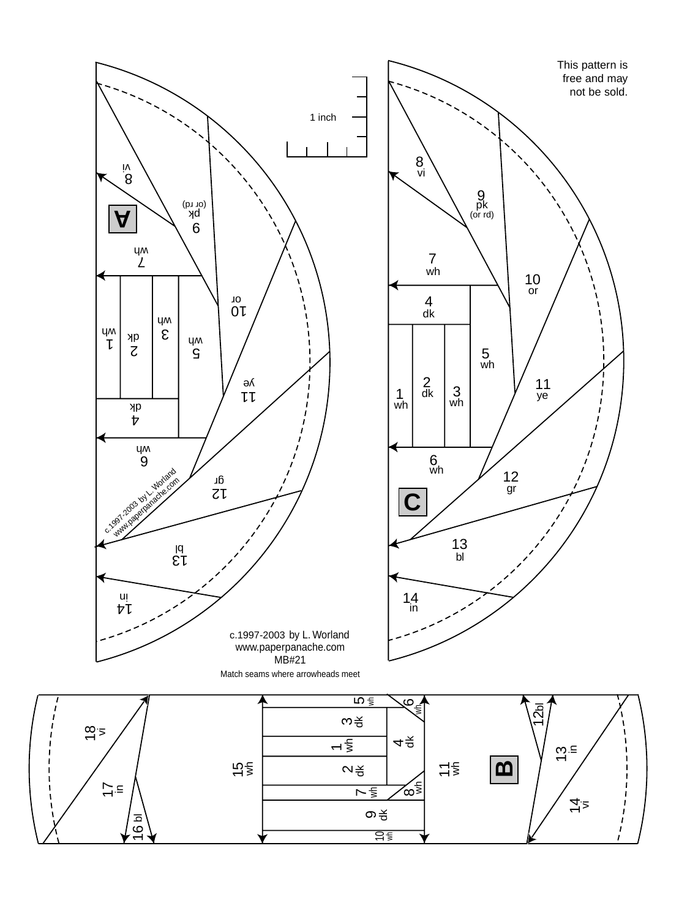This pattern is free and may not be sold.

1 inch

**A**

8 vi

9 pk (or rd)

7 wh

10 or

1 wh

2 dk

3 wh

5 wh

11 ye

4 dk

6 wh

12 gr

13 bl

14 in

c.1997-2003 by L. Worland
www.paperpanache.com

**C**

8 vi

9 pk (or rd)

7 wh

10 or

4 dk

5 wh

1 wh

2 dk

3 wh

11 ye

6 wh

12 gr

13 bl

14 in

c.1997-2003 by L. Worland
www.paperpanache.com
MB#21

Match seams where arrowheads meet

**B**

18 vi

17 in

16 bl

15 wh

5 wh

3 dk

1 wh

2 dk

7 wh

9 dk

10 wh

6 wh

4 dk

8 wh

11 wh

12 bl

13 in

14 vi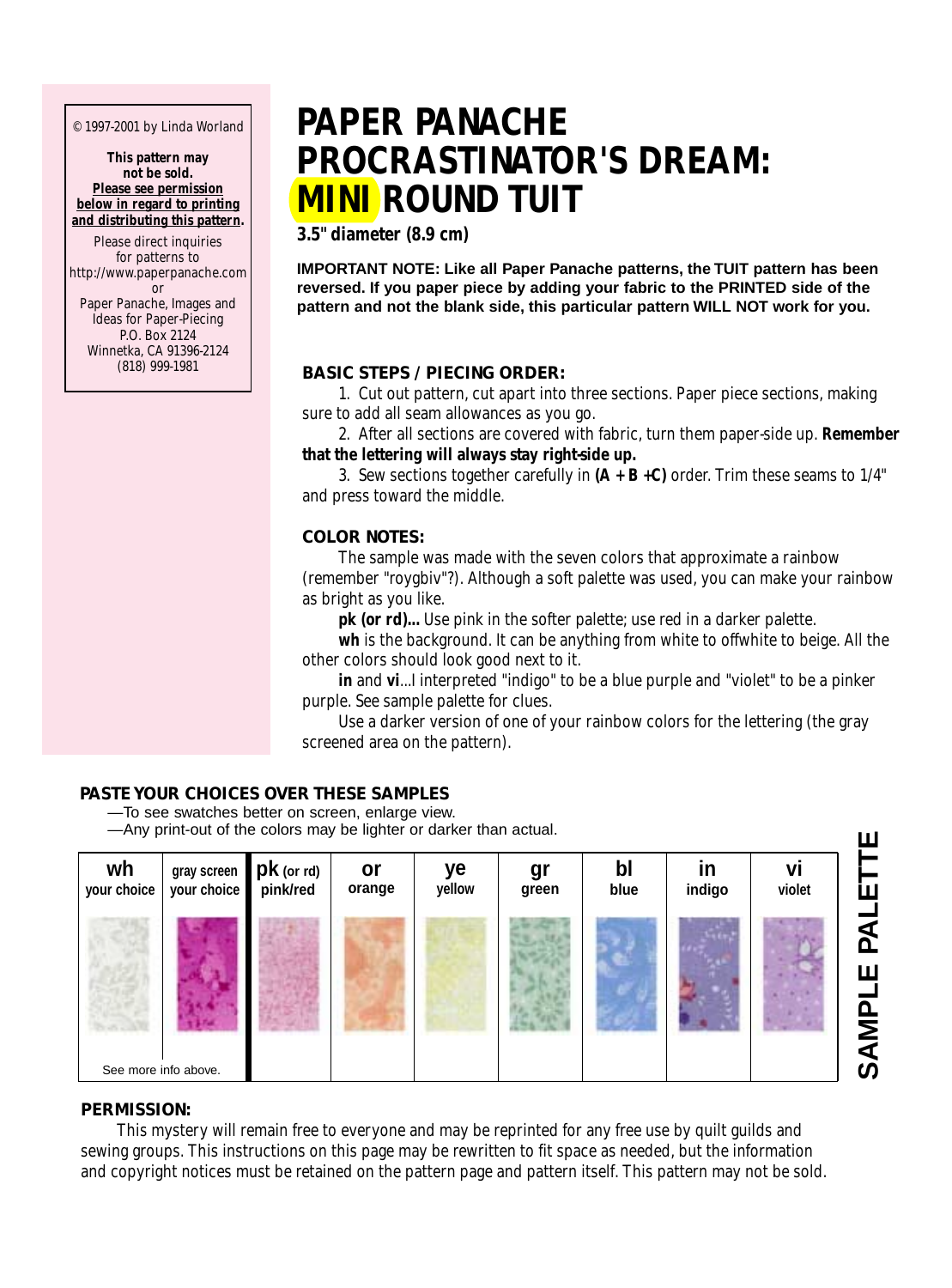© 1997-2001 by Linda Worland

**This pattern may not be sold.**
**Please see permission below in regard to printing and distributing this pattern.**

Please direct inquiries for patterns to
http://www.paperpanache.com
or
Paper Panache, Images and Ideas for Paper-Piecing
P.O. Box 2124
Winnetka, CA 91396-2124
(818) 999-1981

# PAPER PANACHE PROCRASTINATOR'S DREAM: MINI ROUND TUIT

**3.5" diameter (8.9 cm)**

**IMPORTANT NOTE: Like all Paper Panache patterns, the TUIT pattern has been reversed. If you paper piece by adding your fabric to the PRINTED side of the pattern and not the blank side, this particular pattern WILL NOT work for you.**

### BASIC STEPS / PIECING ORDER:

1. Cut out pattern, cut apart into three sections. Paper piece sections, making sure to add all seam allowances as you go.
2. After all sections are covered with fabric, turn them paper-side up. **Remember that the lettering will always stay right-side up.**
3. Sew sections together carefully in **(A + B +C)** order. Trim these seams to 1/4" and press toward the middle.

### COLOR NOTES:

The sample was made with the seven colors that approximate a rainbow (remember "roygbiv"?). Although a soft palette was used, you can make your rainbow as bright as you like.

**pk (or rd)...** Use pink in the softer palette; use red in a darker palette.

**wh** is the background. It can be anything from white to offwhite to beige. All the other colors should look good next to it.

**in** and **vi**...I interpreted "indigo" to be a blue purple and "violet" to be a pinker purple. See sample palette for clues.

Use a darker version of one of your rainbow colors for the lettering (the gray screened area on the pattern).

### PASTE YOUR CHOICES OVER THESE SAMPLES

—To see swatches better on screen, enlarge view.
—Any print-out of the colors may be lighter or darker than actual.

**SAMPLE PALETTE**

| wh your choice | gray screen your choice | pk (or rd) pink/red | or orange | ye yellow | gr green | bl blue | in indigo | vi violet |
|---|---|---|---|---|---|---|---|---|
| See more info above. | | | | | | | | |

### PERMISSION:

This mystery will remain free to everyone and may be reprinted for any free use by quilt guilds and sewing groups. This instructions on this page may be rewritten to fit space as needed, but the information and copyright notices must be retained on the pattern page and pattern itself. This pattern may not be sold.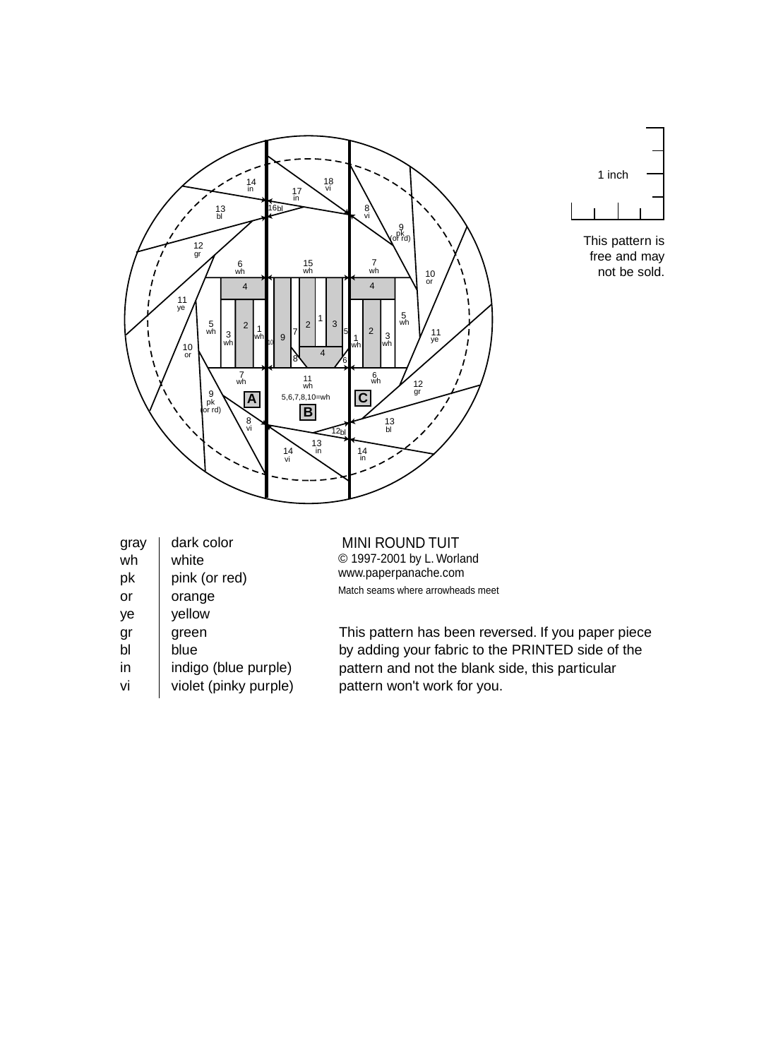1 inch

This pattern is free and may not be sold.

| | |
|---|---|
| gray | dark color |
| wh | white |
| pk | pink (or red) |
| or | orange |
| ye | yellow |
| gr | green |
| bl | blue |
| in | indigo (blue purple) |
| vi | violet (pinky purple) |

MINI ROUND TUIT

© 1997-2001 by L. Worland
www.paperpanache.com

Match seams where arrowheads meet

This pattern has been reversed. If you paper piece by adding your fabric to the PRINTED side of the pattern and not the blank side, this particular pattern won't work for you.